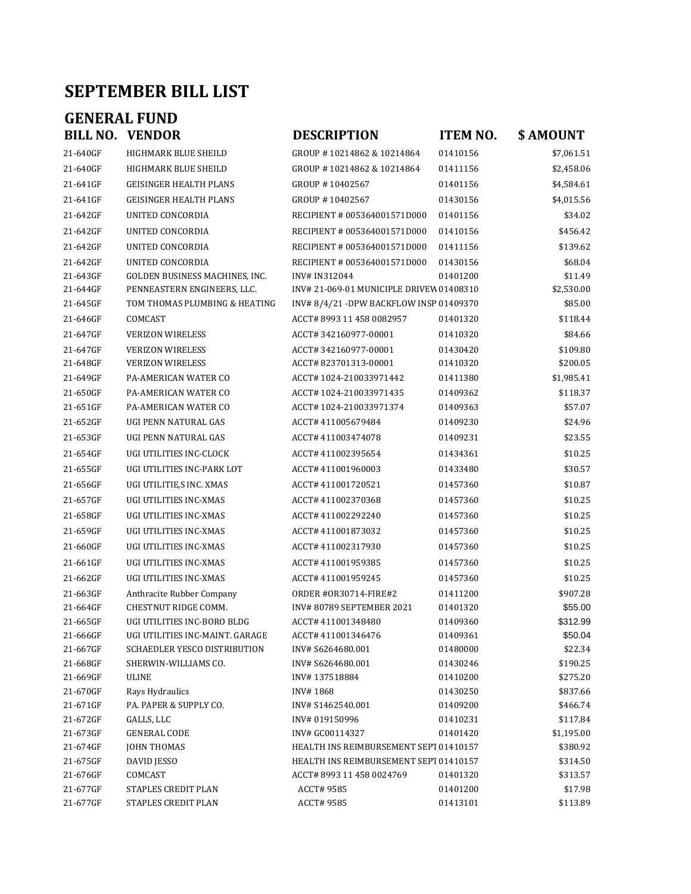# SEPTEMBER BILL LIST

## GENERAL FUND

| BILL NO. | VENDOR | DESCRIPTION | ITEM NO. | $ AMOUNT |
|---|---|---|---|---|
| 21-640GF | HIGHMARK BLUE SHEILD | GROUP # 10214862 & 10214864 | 01410156 | $7,061.51 |
| 21-640GF | HIGHMARK BLUE SHEILD | GROUP # 10214862 & 10214864 | 01411156 | $2,458.06 |
| 21-641GF | GEISINGER HEALTH PLANS | GROUP # 10402567 | 01401156 | $4,584.61 |
| 21-641GF | GEISINGER HEALTH PLANS | GROUP # 10402567 | 01430156 | $4,015.56 |
| 21-642GF | UNITED CONCORDIA | RECIPIENT # 005364001571D000 | 01401156 | $34.02 |
| 21-642GF | UNITED CONCORDIA | RECIPIENT # 005364001571D000 | 01410156 | $456.42 |
| 21-642GF | UNITED CONCORDIA | RECIPIENT # 005364001571D000 | 01411156 | $139.62 |
| 21-642GF | UNITED CONCORDIA | RECIPIENT # 005364001571D000 | 01430156 | $68.04 |
| 21-643GF | GOLDEN BUSINESS MACHINES, INC. | INV# IN312044 | 01401200 | $11.49 |
| 21-644GF | PENNEASTERN ENGINEERS, LLC. | INV# 21-069-01 MUNICIPLE DRIVEW | 01408310 | $2,530.00 |
| 21-645GF | TOM THOMAS PLUMBING & HEATING | INV# 8/4/21 -DPW BACKFLOW INSP | 01409370 | $85.00 |
| 21-646GF | COMCAST | ACCT# 8993 11 458 0082957 | 01401320 | $118.44 |
| 21-647GF | VERIZON WIRELESS | ACCT# 342160977-00001 | 01410320 | $84.66 |
| 21-647GF | VERIZON WIRELESS | ACCT# 342160977-00001 | 01430420 | $109.80 |
| 21-648GF | VERIZON WIRELESS | ACCT# 823701313-00001 | 01410320 | $200.05 |
| 21-649GF | PA-AMERICAN WATER CO | ACCT# 1024-210033971442 | 01411380 | $1,985.41 |
| 21-650GF | PA-AMERICAN WATER CO | ACCT# 1024-210033971435 | 01409362 | $118.37 |
| 21-651GF | PA-AMERICAN WATER CO | ACCT# 1024-210033971374 | 01409363 | $57.07 |
| 21-652GF | UGI PENN NATURAL GAS | ACCT# 411005679484 | 01409230 | $24.96 |
| 21-653GF | UGI PENN NATURAL GAS | ACCT# 411003474078 | 01409231 | $23.55 |
| 21-654GF | UGI UTILITIES INC-CLOCK | ACCT# 411002395654 | 01434361 | $10.25 |
| 21-655GF | UGI UTILITIES INC-PARK LOT | ACCT# 411001960003 | 01433480 | $30.57 |
| 21-656GF | UGI UTILITIE,S INC. XMAS | ACCT# 411001720521 | 01457360 | $10.87 |
| 21-657GF | UGI UTILITIES INC-XMAS | ACCT# 411002370368 | 01457360 | $10.25 |
| 21-658GF | UGI UTILITIES INC-XMAS | ACCT# 411002292240 | 01457360 | $10.25 |
| 21-659GF | UGI UTILITIES INC-XMAS | ACCT# 411001873032 | 01457360 | $10.25 |
| 21-660GF | UGI UTILITIES INC-XMAS | ACCT# 411002317930 | 01457360 | $10.25 |
| 21-661GF | UGI UTILITIES INC-XMAS | ACCT# 411001959385 | 01457360 | $10.25 |
| 21-662GF | UGI UTILITIES INC-XMAS | ACCT# 411001959245 | 01457360 | $10.25 |
| 21-663GF | Anthracite Rubber Company | ORDER #OR30714-FIRE#2 | 01411200 | $907.28 |
| 21-664GF | CHESTNUT RIDGE COMM. | INV# 80789 SEPTEMBER 2021 | 01401320 | $55.00 |
| 21-665GF | UGI UTILITIES INC-BORO BLDG | ACCT# 411001348480 | 01409360 | $312.99 |
| 21-666GF | UGI UTILITIES INC-MAINT. GARAGE | ACCT# 411001346476 | 01409361 | $50.04 |
| 21-667GF | SCHAEDLER YESCO DISTRIBUTION | INV# S6264680.001 | 01480000 | $22.34 |
| 21-668GF | SHERWIN-WILLIAMS CO. | INV# S6264680.001 | 01430246 | $190.25 |
| 21-669GF | ULINE | INV# 137518884 | 01410200 | $275.20 |
| 21-670GF | Rays Hydraulics | INV# 1868 | 01430250 | $837.66 |
| 21-671GF | PA. PAPER & SUPPLY CO. | INV# S1462540.001 | 01409200 | $466.74 |
| 21-672GF | GALLS, LLC | INV# 019150996 | 01410231 | $117.84 |
| 21-673GF | GENERAL CODE | INV# GC00114327 | 01401420 | $1,195.00 |
| 21-674GF | JOHN THOMAS | HEALTH INS REIMBURSEMENT SEPT | 01410157 | $380.92 |
| 21-675GF | DAVID JESSO | HEALTH INS REIMBURSEMENT SEPT | 01410157 | $314.50 |
| 21-676GF | COMCAST | ACCT# 8993 11 458 0024769 | 01401320 | $313.57 |
| 21-677GF | STAPLES CREDIT PLAN | ACCT# 9585 | 01401200 | $17.98 |
| 21-677GF | STAPLES CREDIT PLAN | ACCT# 9585 | 01413101 | $113.89 |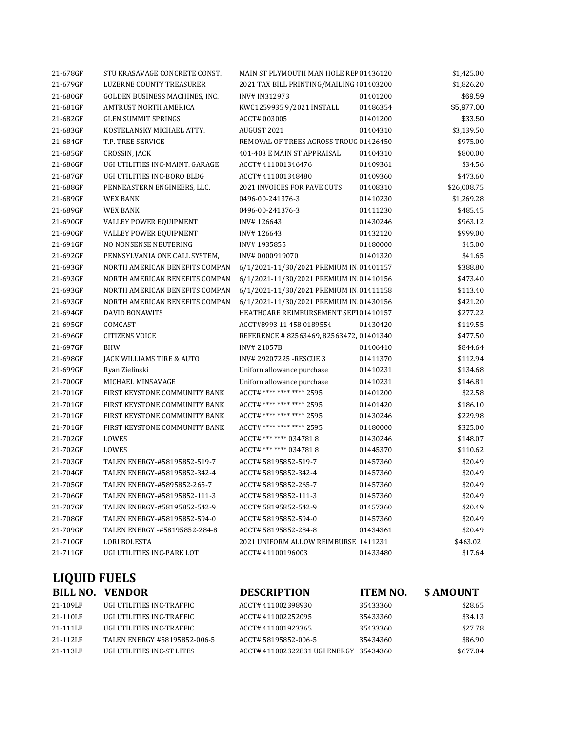| | | | | |
|---|---|---|---|---|
| 21-678GF | STU KRASAVAGE CONCRETE CONST. | MAIN ST PLYMOUTH MAN HOLE REP | 01436120 | $1,425.00 |
| 21-679GF | LUZERNE COUNTY TREASURER | 2021 TAX BILL PRINTING/MAILING ( | 01403200 | $1,826.20 |
| 21-680GF | GOLDEN BUSINESS MACHINES, INC. | INV# IN312973 | 01401200 | $69.59 |
| 21-681GF | AMTRUST NORTH AMERICA | KWC1259935 9/2021 INSTALL | 01486354 | $5,977.00 |
| 21-682GF | GLEN SUMMIT SPRINGS | ACCT# 003005 | 01401200 | $33.50 |
| 21-683GF | KOSTELANSKY MICHAEL ATTY. | AUGUST 2021 | 01404310 | $3,139.50 |
| 21-684GF | T.P. TREE SERVICE | REMOVAL OF TREES ACROSS TROUG | 01426450 | $975.00 |
| 21-685GF | CROSSIN, JACK | 401-403 E MAIN ST APPRAISAL | 01404310 | $800.00 |
| 21-686GF | UGI UTILITIES INC-MAINT. GARAGE | ACCT# 411001346476 | 01409361 | $34.56 |
| 21-687GF | UGI UTILITIES INC-BORO BLDG | ACCT# 411001348480 | 01409360 | $473.60 |
| 21-688GF | PENNEASTERN ENGINEERS, LLC. | 2021 INVOICES FOR PAVE CUTS | 01408310 | $26,008.75 |
| 21-689GF | WEX BANK | 0496-00-241376-3 | 01410230 | $1,269.28 |
| 21-689GF | WEX BANK | 0496-00-241376-3 | 01411230 | $485.45 |
| 21-690GF | VALLEY POWER EQUIPMENT | INV# 126643 | 01430246 | $963.12 |
| 21-690GF | VALLEY POWER EQUIPMENT | INV# 126643 | 01432120 | $999.00 |
| 21-691GF | NO NONSENSE NEUTERING | INV# 1935855 | 01480000 | $45.00 |
| 21-692GF | PENNSYLVANIA ONE CALL SYSTEM, | INV# 0000919070 | 01401320 | $41.65 |
| 21-693GF | NORTH AMERICAN BENEFITS COMPAN | 6/1/2021-11/30/2021 PREMIUM IN | 01401157 | $388.80 |
| 21-693GF | NORTH AMERICAN BENEFITS COMPAN | 6/1/2021-11/30/2021 PREMIUM IN | 01410156 | $473.40 |
| 21-693GF | NORTH AMERICAN BENEFITS COMPAN | 6/1/2021-11/30/2021 PREMIUM IN | 01411158 | $113.40 |
| 21-693GF | NORTH AMERICAN BENEFITS COMPAN | 6/1/2021-11/30/2021 PREMIUM IN | 01430156 | $421.20 |
| 21-694GF | DAVID BONAWITS | HEATHCARE REIMBURSEMENT SEPT | 01410157 | $277.22 |
| 21-695GF | COMCAST | ACCT#8993 11 458 0189554 | 01430420 | $119.55 |
| 21-696GF | CITIZENS VOICE | REFERENCE # 82563469, 82563472, | 01401340 | $477.50 |
| 21-697GF | BHW | INV# 21057B | 01406410 | $844.64 |
| 21-698GF | JACK WILLIAMS TIRE & AUTO | INV# 29207225 -RESCUE 3 | 01411370 | $112.94 |
| 21-699GF | Ryan Zielinski | Uniforn allowance purchase | 01410231 | $134.68 |
| 21-700GF | MICHAEL MINSAVAGE | Uniforn allowance purchase | 01410231 | $146.81 |
| 21-701GF | FIRST KEYSTONE COMMUNITY BANK | ACCT# **** **** **** 2595 | 01401200 | $22.58 |
| 21-701GF | FIRST KEYSTONE COMMUNITY BANK | ACCT# **** **** **** 2595 | 01401420 | $186.10 |
| 21-701GF | FIRST KEYSTONE COMMUNITY BANK | ACCT# **** **** **** 2595 | 01430246 | $229.98 |
| 21-701GF | FIRST KEYSTONE COMMUNITY BANK | ACCT# **** **** **** 2595 | 01480000 | $325.00 |
| 21-702GF | LOWES | ACCT# *** **** 034781 8 | 01430246 | $148.07 |
| 21-702GF | LOWES | ACCT# *** **** 034781 8 | 01445370 | $110.62 |
| 21-703GF | TALEN ENERGY-#58195852-519-7 | ACCT# 58195852-519-7 | 01457360 | $20.49 |
| 21-704GF | TALEN ENERGY-#58195852-342-4 | ACCT# 58195852-342-4 | 01457360 | $20.49 |
| 21-705GF | TALEN ENERGY-#5895852-265-7 | ACCT# 58195852-265-7 | 01457360 | $20.49 |
| 21-706GF | TALEN ENERGY-#58195852-111-3 | ACCT# 58195852-111-3 | 01457360 | $20.49 |
| 21-707GF | TALEN ENERGY-#58195852-542-9 | ACCT# 58195852-542-9 | 01457360 | $20.49 |
| 21-708GF | TALEN ENERGY-#58195852-594-0 | ACCT# 58195852-594-0 | 01457360 | $20.49 |
| 21-709GF | TALEN ENERGY -#58195852-284-8 | ACCT# 58195852-284-8 | 01434361 | $20.49 |
| 21-710GF | LORI BOLESTA | 2021 UNIFORM ALLOW REIMBURSE | 1411231 | $463.02 |
| 21-711GF | UGI UTILITIES INC-PARK LOT | ACCT# 41100196003 | 01433480 | $17.64 |

## LIQUID FUELS

| BILL NO. | VENDOR | DESCRIPTION | ITEM NO. | $ AMOUNT |
|---|---|---|---|---|
| 21-109LF | UGI UTILITIES INC-TRAFFIC | ACCT# 411002398930 | 35433360 | $28.65 |
| 21-110LF | UGI UTILITIES INC-TRAFFIC | ACCT# 411002252095 | 35433360 | $34.13 |
| 21-111LF | UGI UTILITIES INC-TRAFFIC | ACCT# 411001923365 | 35433360 | $27.78 |
| 21-112LF | TALEN ENERGY #58195852-006-5 | ACCT# 58195852-006-5 | 35434360 | $86.90 |
| 21-113LF | UGI UTILITIES INC-ST LITES | ACCT# 411002322831 UGI ENERGY | 35434360 | $677.04 |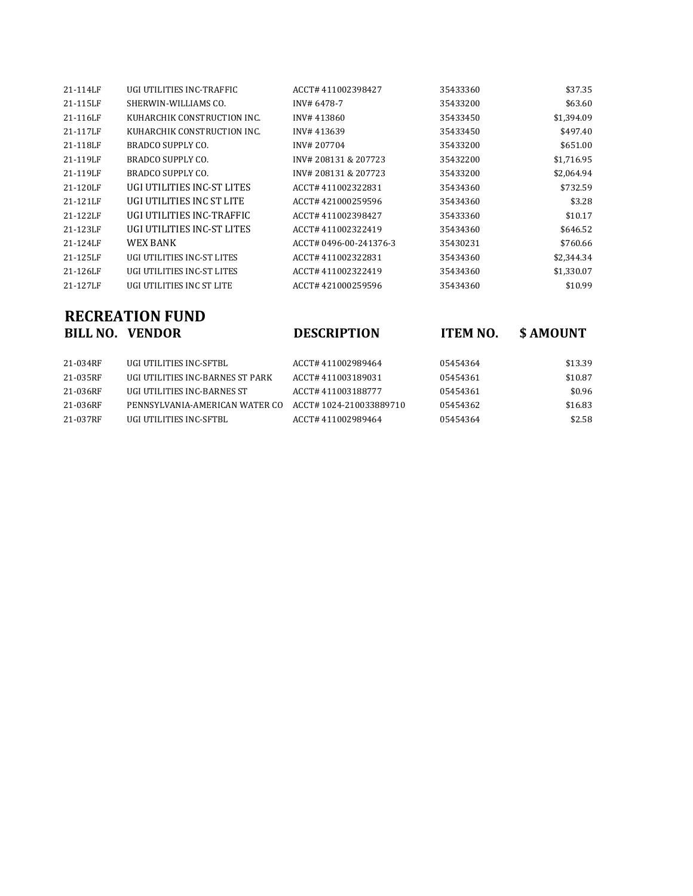| | | | | |
|---|---|---|---|---|
| 21-114LF | UGI UTILITIES INC-TRAFFIC | ACCT# 411002398427 | 35433360 | $37.35 |
| 21-115LF | SHERWIN-WILLIAMS CO. | INV# 6478-7 | 35433200 | $63.60 |
| 21-116LF | KUHARCHIK CONSTRUCTION INC. | INV# 413860 | 35433450 | $1,394.09 |
| 21-117LF | KUHARCHIK CONSTRUCTION INC. | INV# 413639 | 35433450 | $497.40 |
| 21-118LF | BRADCO SUPPLY CO. | INV# 207704 | 35433200 | $651.00 |
| 21-119LF | BRADCO SUPPLY CO. | INV# 208131 & 207723 | 35432200 | $1,716.95 |
| 21-119LF | BRADCO SUPPLY CO. | INV# 208131 & 207723 | 35433200 | $2,064.94 |
| 21-120LF | UGI UTILITIES INC-ST LITES | ACCT# 411002322831 | 35434360 | $732.59 |
| 21-121LF | UGI UTILITIES INC ST LITE | ACCT# 421000259596 | 35434360 | $3.28 |
| 21-122LF | UGI UTILITIES INC-TRAFFIC | ACCT# 411002398427 | 35433360 | $10.17 |
| 21-123LF | UGI UTILITIES INC-ST LITES | ACCT# 411002322419 | 35434360 | $646.52 |
| 21-124LF | WEX BANK | ACCT# 0496-00-241376-3 | 35430231 | $760.66 |
| 21-125LF | UGI UTILITIES INC-ST LITES | ACCT# 411002322831 | 35434360 | $2,344.34 |
| 21-126LF | UGI UTILITIES INC-ST LITES | ACCT# 411002322419 | 35434360 | $1,330.07 |
| 21-127LF | UGI UTILITIES INC ST LITE | ACCT# 421000259596 | 35434360 | $10.99 |

## RECREATION FUND

| BILL NO. | VENDOR | DESCRIPTION | ITEM NO. | $ AMOUNT |
|---|---|---|---|---|
| 21-034RF | UGI UTILITIES INC-SFTBL | ACCT# 411002989464 | 05454364 | $13.39 |
| 21-035RF | UGI UTILITIES INC-BARNES ST PARK | ACCT# 411003189031 | 05454361 | $10.87 |
| 21-036RF | UGI UTILITIES INC-BARNES ST | ACCT# 411003188777 | 05454361 | $0.96 |
| 21-036RF | PENNSYLVANIA-AMERICAN WATER CO | ACCT# 1024-210033889710 | 05454362 | $16.83 |
| 21-037RF | UGI UTILITIES INC-SFTBL | ACCT# 411002989464 | 05454364 | $2.58 |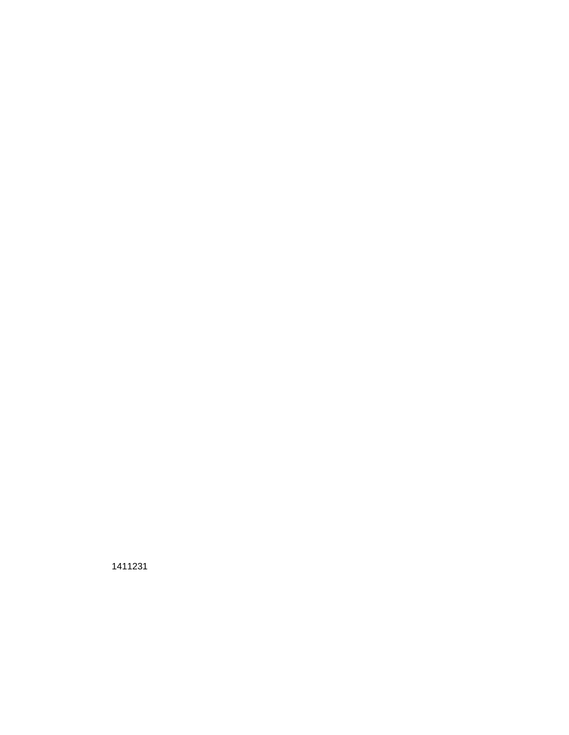1411231